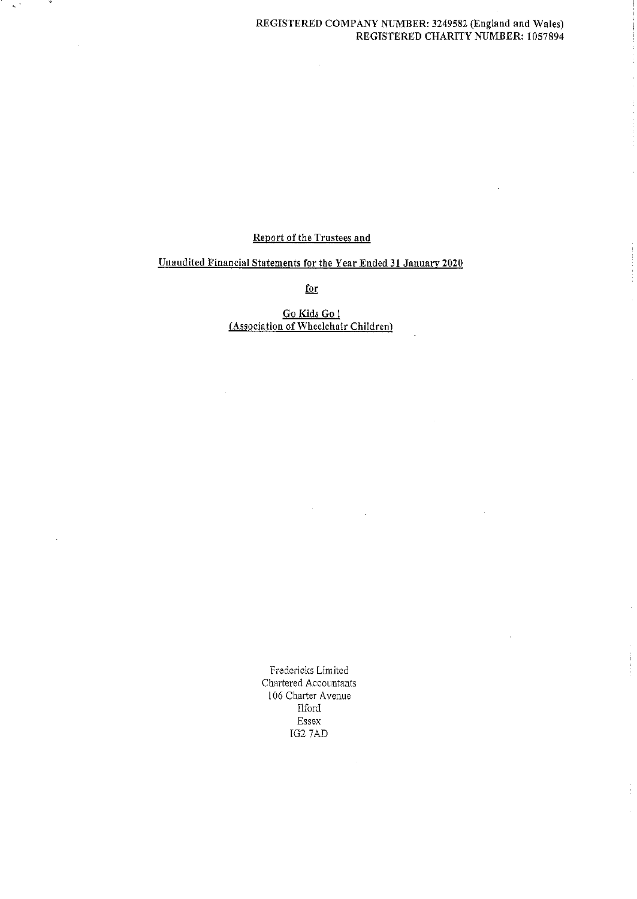REGISTERED COMPANY NUMBER: 3249582 (England and Wales)
REGISTERED CHARITY NUMBER: 1057894

Report of the Trustees and

Unaudited Financial Statements for the Year Ended 31 January 2020

for

Go Kids Go !
(Association of Wheelchair Children)

Fredericks Limited
Chartered Accountants
106 Charter Avenue
Ilford
Essex
IG2 7AD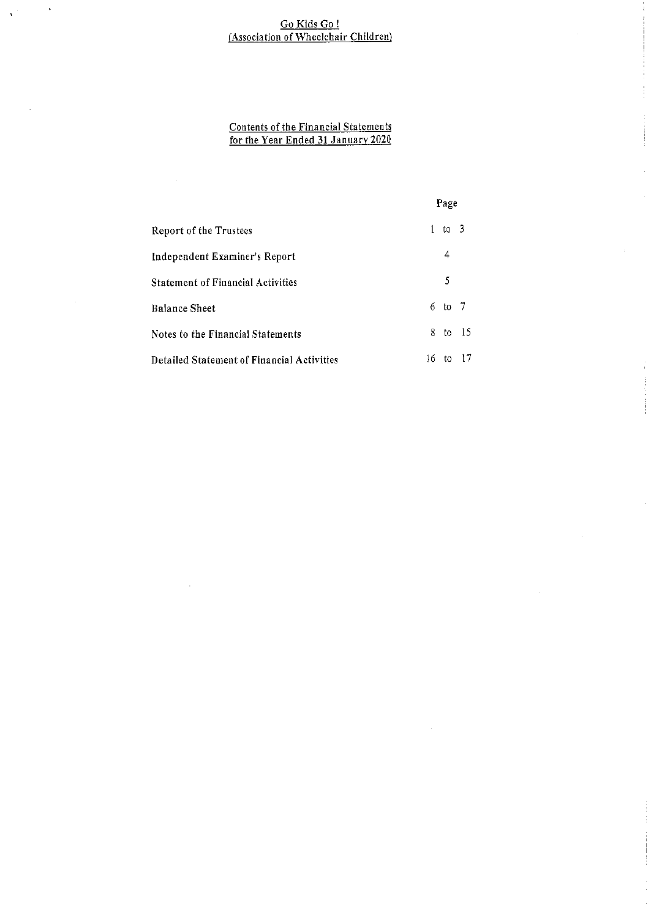Go Kids Go !
(Association of Wheelchair Children)

Contents of the Financial Statements
for the Year Ended 31 January 2020

| | Page |
|---|---|
| Report of the Trustees | 1 to 3 |
| Independent Examiner's Report | 4 |
| Statement of Financial Activities | 5 |
| Balance Sheet | 6 to 7 |
| Notes to the Financial Statements | 8 to 15 |
| Detailed Statement of Financial Activities | 16 to 17 |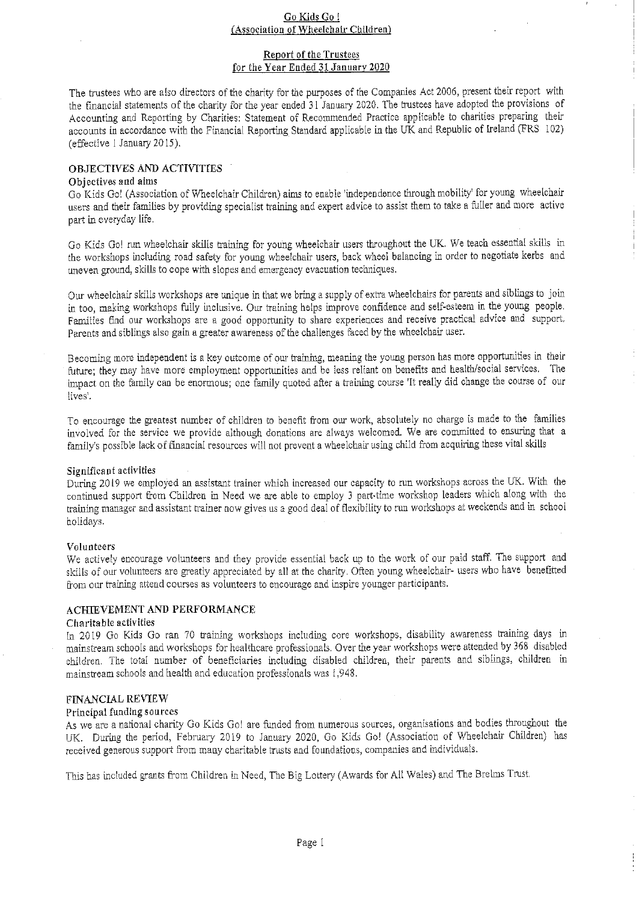# Go Kids Go !
## (Association of Wheelchair Children)

### Report of the Trustees
### for the Year Ended 31 January 2020

The trustees who are also directors of the charity for the purposes of the Companies Act 2006, present their report with the financial statements of the charity for the year ended 31 January 2020. The trustees have adopted the provisions of Accounting and Reporting by Charities: Statement of Recommended Practice applicable to charities preparing their accounts in accordance with the Financial Reporting Standard applicable in the UK and Republic of Ireland (FRS 102) (effective 1 January 2015).

## OBJECTIVES AND ACTIVITIES

### Objectives and aims

Go Kids Go! (Association of Wheelchair Children) aims to enable 'independence through mobility' for young wheelchair users and their families by providing specialist training and expert advice to assist them to take a fuller and more active part in everyday life.

Go Kids Go! run wheelchair skills training for young wheelchair users throughout the UK. We teach essential skills in the workshops including road safety for young wheelchair users, back wheel balancing in order to negotiate kerbs and uneven ground, skills to cope with slopes and emergency evacuation techniques.

Our wheelchair skills workshops are unique in that we bring a supply of extra wheelchairs for parents and siblings to join in too, making workshops fully inclusive. Our training helps improve confidence and self-esteem in the young people. Families find our workshops are a good opportunity to share experiences and receive practical advice and support. Parents and siblings also gain a greater awareness of the challenges faced by the wheelchair user.

Becoming more independent is a key outcome of our training, meaning the young person has more opportunities in their future; they may have more employment opportunities and be less reliant on benefits and health/social services. The impact on the family can be enormous; one family quoted after a training course 'It really did change the course of our lives'.

To encourage the greatest number of children to benefit from our work, absolutely no charge is made to the families involved for the service we provide although donations are always welcomed. We are committed to ensuring that a family's possible lack of financial resources will not prevent a wheelchair using child from acquiring these vital skills

### Significant activities

During 2019 we employed an assistant trainer which increased our capacity to run workshops across the UK. With the continued support from Children in Need we are able to employ 3 part-time workshop leaders which along with the training manager and assistant trainer now gives us a good deal of flexibility to run workshops at weekends and in school holidays.

### Volunteers

We actively encourage volunteers and they provide essential back up to the work of our paid staff. The support and skills of our volunteers are greatly appreciated by all at the charity. Often young wheelchair- users who have benefitted from our training attend courses as volunteers to encourage and inspire younger participants.

## ACHIEVEMENT AND PERFORMANCE

### Charitable activities

In 2019 Go Kids Go ran 70 training workshops including core workshops, disability awareness training days in mainstream schools and workshops for healthcare professionals. Over the year workshops were attended by 368 disabled children. The total number of beneficiaries including disabled children, their parents and siblings, children in mainstream schools and health and education professionals was 1,948.

## FINANCIAL REVIEW

### Principal funding sources

As we are a national charity Go Kids Go! are funded from numerous sources, organisations and bodies throughout the UK. During the period, February 2019 to January 2020, Go Kids Go! (Association of Wheelchair Children) has received generous support from many charitable trusts and foundations, companies and individuals.

This has included grants from Children in Need, The Big Lottery (Awards for All Wales) and The Brelms Trust.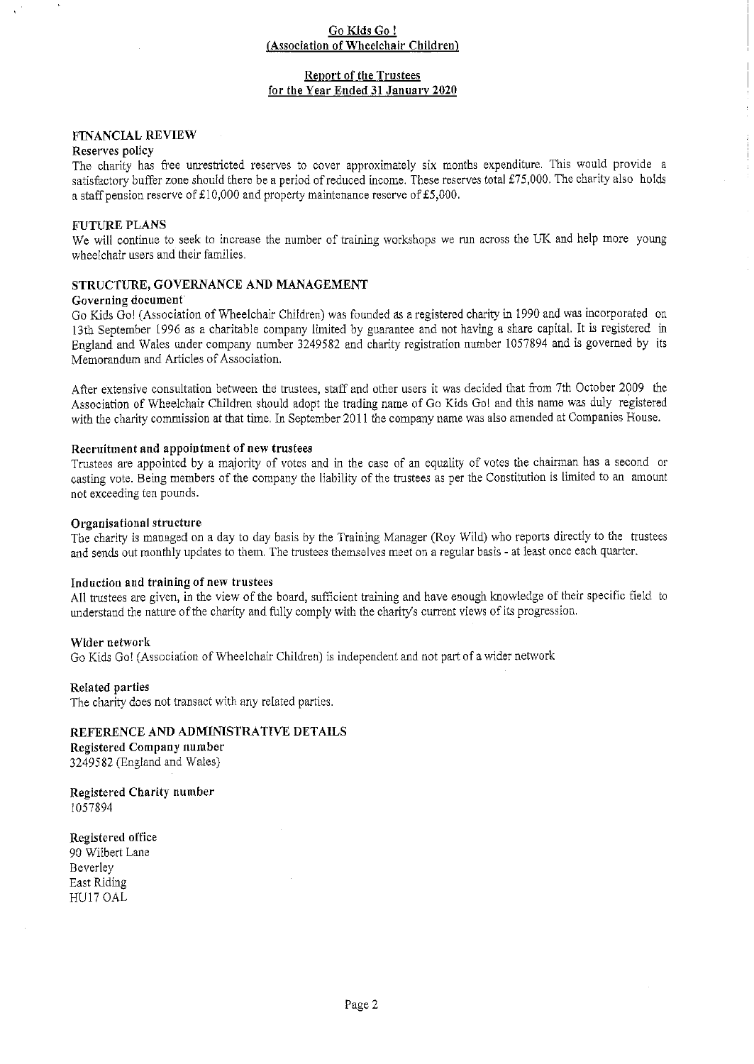## Go Kids Go !
## (Association of Wheelchair Children)

### Report of the Trustees
### for the Year Ended 31 January 2020

### FINANCIAL REVIEW

**Reserves policy**

The charity has free unrestricted reserves to cover approximately six months expenditure. This would provide a satisfactory buffer zone should there be a period of reduced income. These reserves total £75,000. The charity also holds a staff pension reserve of £10,000 and property maintenance reserve of £5,000.

### FUTURE PLANS

We will continue to seek to increase the number of training workshops we run across the UK and help more young wheelchair users and their families.

### STRUCTURE, GOVERNANCE AND MANAGEMENT

**Governing document**

Go Kids Go! (Association of Wheelchair Children) was founded as a registered charity in 1990 and was incorporated on 13th September 1996 as a charitable company limited by guarantee and not having a share capital. It is registered in England and Wales under company number 3249582 and charity registration number 1057894 and is governed by its Memorandum and Articles of Association.

After extensive consultation between the trustees, staff and other users it was decided that from 7th October 2009 the Association of Wheelchair Children should adopt the trading name of Go Kids Go! and this name was duly registered with the charity commission at that time. In September 2011 the company name was also amended at Companies House.

**Recruitment and appointment of new trustees**

Trustees are appointed by a majority of votes and in the case of an equality of votes the chairman has a second or casting vote. Being members of the company the liability of the trustees as per the Constitution is limited to an amount not exceeding ten pounds.

**Organisational structure**

The charity is managed on a day to day basis by the Training Manager (Roy Wild) who reports directly to the trustees and sends out monthly updates to them. The trustees themselves meet on a regular basis - at least once each quarter.

**Induction and training of new trustees**

All trustees are given, in the view of the board, sufficient training and have enough knowledge of their specific field to understand the nature of the charity and fully comply with the charity's current views of its progression.

**Wider network**

Go Kids Go! (Association of Wheelchair Children) is independent and not part of a wider network

**Related parties**

The charity does not transact with any related parties.

### REFERENCE AND ADMINISTRATIVE DETAILS

**Registered Company number**

3249582 (England and Wales)

**Registered Charity number**

1057894

**Registered office**

90 Wilbert Lane
Beverley
East Riding
HU17 0AL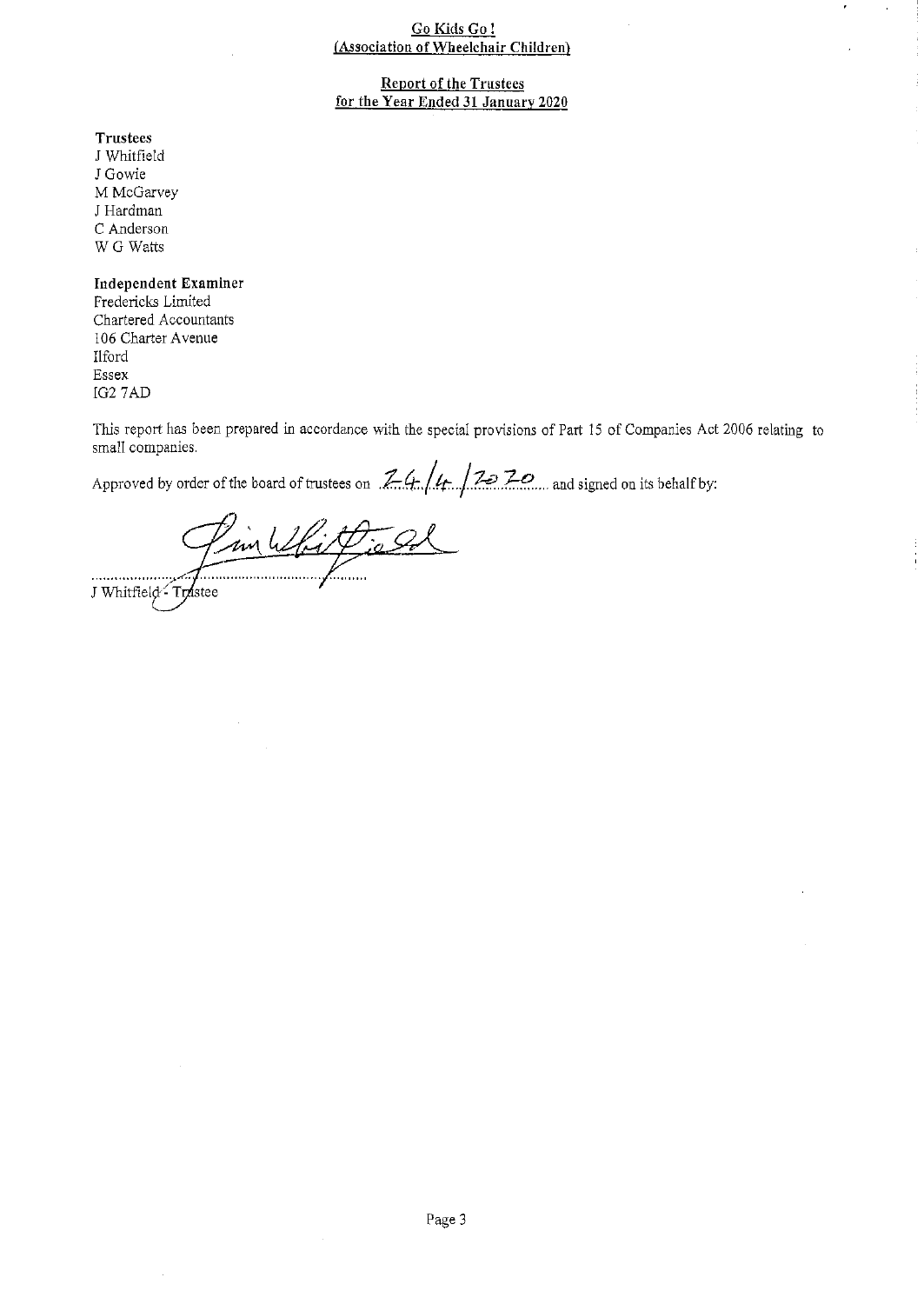**Go Kids Go !**
**(Association of Wheelchair Children)**

**Report of the Trustees**
**for the Year Ended 31 January 2020**

**Trustees**
J Whitfield
J Gowie
M McGarvey
J Hardman
C Anderson
W G Watts

**Independent Examiner**
Fredericks Limited
Chartered Accountants
106 Charter Avenue
Ilford
Essex
IG2 7AD

This report has been prepared in accordance with the special provisions of Part 15 of Companies Act 2006 relating to small companies.

Approved by order of the board of trustees on 24/4/2020 and signed on its behalf by:

........................................................................
J Whitfield - Trustee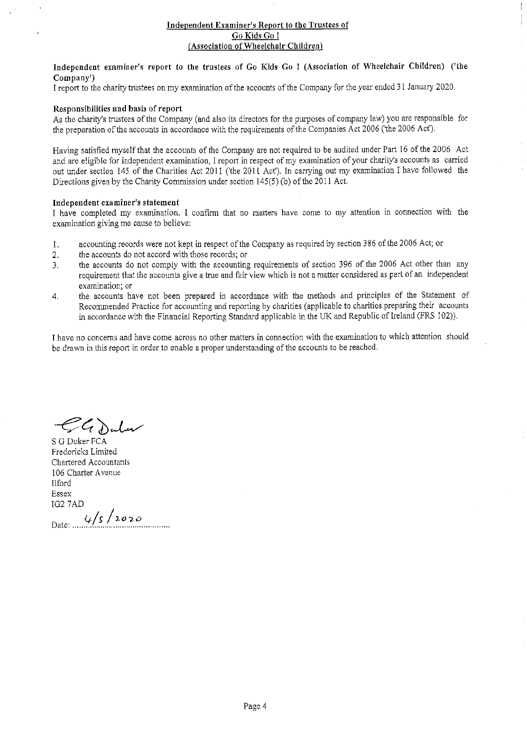## Independent Examiner's Report to the Trustees of Go Kids Go ! (Association of Wheelchair Children)

**Independent examiner's report to the trustees of Go Kids Go ! (Association of Wheelchair Children) ('the Company')**

I report to the charity trustees on my examination of the accounts of the Company for the year ended 31 January 2020.

**Responsibilities and basis of report**

As the charity's trustees of the Company (and also its directors for the purposes of company law) you are responsible for the preparation of the accounts in accordance with the requirements of the Companies Act 2006 ('the 2006 Act').

Having satisfied myself that the accounts of the Company are not required to be audited under Part 16 of the 2006 Act and are eligible for independent examination, I report in respect of my examination of your charity's accounts as carried out under section 145 of the Charities Act 2011 ('the 2011 Act'). In carrying out my examination I have followed the Directions given by the Charity Commission under section 145(5) (b) of the 2011 Act.

**Independent examiner's statement**

I have completed my examination. I confirm that no matters have come to my attention in connection with the examination giving me cause to believe:

1. accounting records were not kept in respect of the Company as required by section 386 of the 2006 Act; or
2. the accounts do not accord with those records; or
3. the accounts do not comply with the accounting requirements of section 396 of the 2006 Act other than any requirement that the accounts give a true and fair view which is not a matter considered as part of an independent examination; or
4. the accounts have not been prepared in accordance with the methods and principles of the Statement of Recommended Practice for accounting and reporting by charities (applicable to charities preparing their accounts in accordance with the Financial Reporting Standard applicable in the UK and Republic of Ireland (FRS 102)).

I have no concerns and have come across no other matters in connection with the examination to which attention should be drawn in this report in order to enable a proper understanding of the accounts to be reached.

S G Duker

S G Duker FCA
Fredericks Limited
Chartered Accountants
106 Charter Avenue
Ilford
Essex
IG2 7AD

Date: 4/5/2020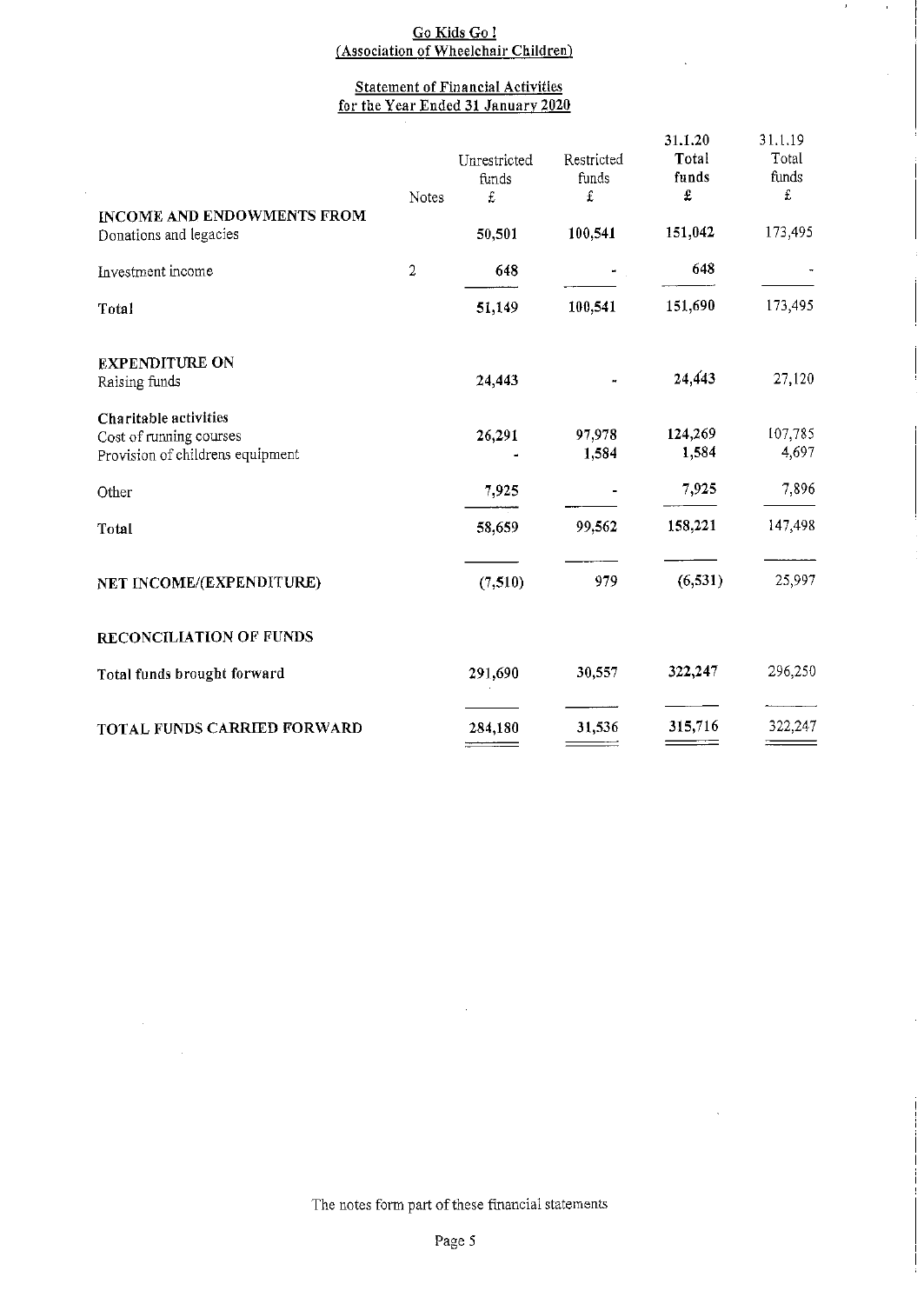# Go Kids Go !
## (Association of Wheelchair Children)

### Statement of Financial Activities
### for the Year Ended 31 January 2020

| | Notes | Unrestricted funds £ | Restricted funds £ | 31.1.20 Total funds £ | 31.1.19 Total funds £ |
|---|---|---|---|---|---|
| **INCOME AND ENDOWMENTS FROM** | | | | | |
| Donations and legacies | | 50,501 | 100,541 | 151,042 | 173,495 |
| Investment income | 2 | 648 | - | 648 | - |
| **Total** | | 51,149 | 100,541 | 151,690 | 173,495 |
| **EXPENDITURE ON** | | | | | |
| Raising funds | | 24,443 | - | 24,443 | 27,120 |
| **Charitable activities** | | | | | |
| Cost of running courses | | 26,291 | 97,978 | 124,269 | 107,785 |
| Provision of childrens equipment | | - | 1,584 | 1,584 | 4,697 |
| Other | | 7,925 | - | 7,925 | 7,896 |
| **Total** | | 58,659 | 99,562 | 158,221 | 147,498 |
| **NET INCOME/(EXPENDITURE)** | | (7,510) | 979 | (6,531) | 25,997 |
| **RECONCILIATION OF FUNDS** | | | | | |
| **Total funds brought forward** | | 291,690 | 30,557 | 322,247 | 296,250 |
| **TOTAL FUNDS CARRIED FORWARD** | | 284,180 | 31,536 | 315,716 | 322,247 |

The notes form part of these financial statements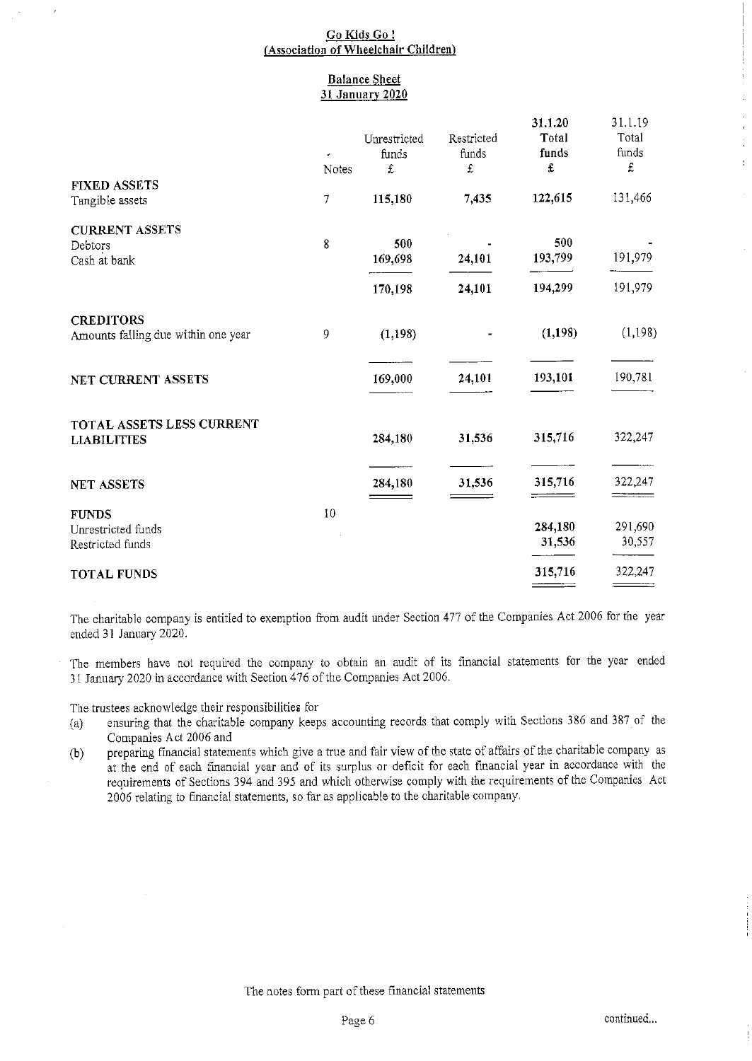# Go Kids Go !
## (Association of Wheelchair Children)

## Balance Sheet
## 31 January 2020

| | Notes | Unrestricted funds £ | Restricted funds £ | 31.1.20 Total funds £ | 31.1.19 Total funds £ |
|---|---|---|---|---|---|
| **FIXED ASSETS** | | | | | |
| Tangible assets | 7 | 115,180 | 7,435 | 122,615 | 131,466 |
| **CURRENT ASSETS** | | | | | |
| Debtors | 8 | 500 | - | 500 | - |
| Cash at bank | | 169,698 | 24,101 | 193,799 | 191,979 |
| | | 170,198 | 24,101 | 194,299 | 191,979 |
| **CREDITORS** | | | | | |
| Amounts falling due within one year | 9 | (1,198) | - | (1,198) | (1,198) |
| **NET CURRENT ASSETS** | | 169,000 | 24,101 | 193,101 | 190,781 |
| **TOTAL ASSETS LESS CURRENT LIABILITIES** | | 284,180 | 31,536 | 315,716 | 322,247 |
| **NET ASSETS** | | 284,180 | 31,536 | 315,716 | 322,247 |
| **FUNDS** | 10 | | | | |
| Unrestricted funds | | | | 284,180 | 291,690 |
| Restricted funds | | | | 31,536 | 30,557 |
| **TOTAL FUNDS** | | | | 315,716 | 322,247 |

The charitable company is entitled to exemption from audit under Section 477 of the Companies Act 2006 for the year ended 31 January 2020.

The members have not required the company to obtain an audit of its financial statements for the year ended 31 January 2020 in accordance with Section 476 of the Companies Act 2006.

The trustees acknowledge their responsibilities for

(a) ensuring that the charitable company keeps accounting records that comply with Sections 386 and 387 of the Companies Act 2006 and

(b) preparing financial statements which give a true and fair view of the state of affairs of the charitable company as at the end of each financial year and of its surplus or deficit for each financial year in accordance with the requirements of Sections 394 and 395 and which otherwise comply with the requirements of the Companies Act 2006 relating to financial statements, so far as applicable to the charitable company.

The notes form part of these financial statements

continued...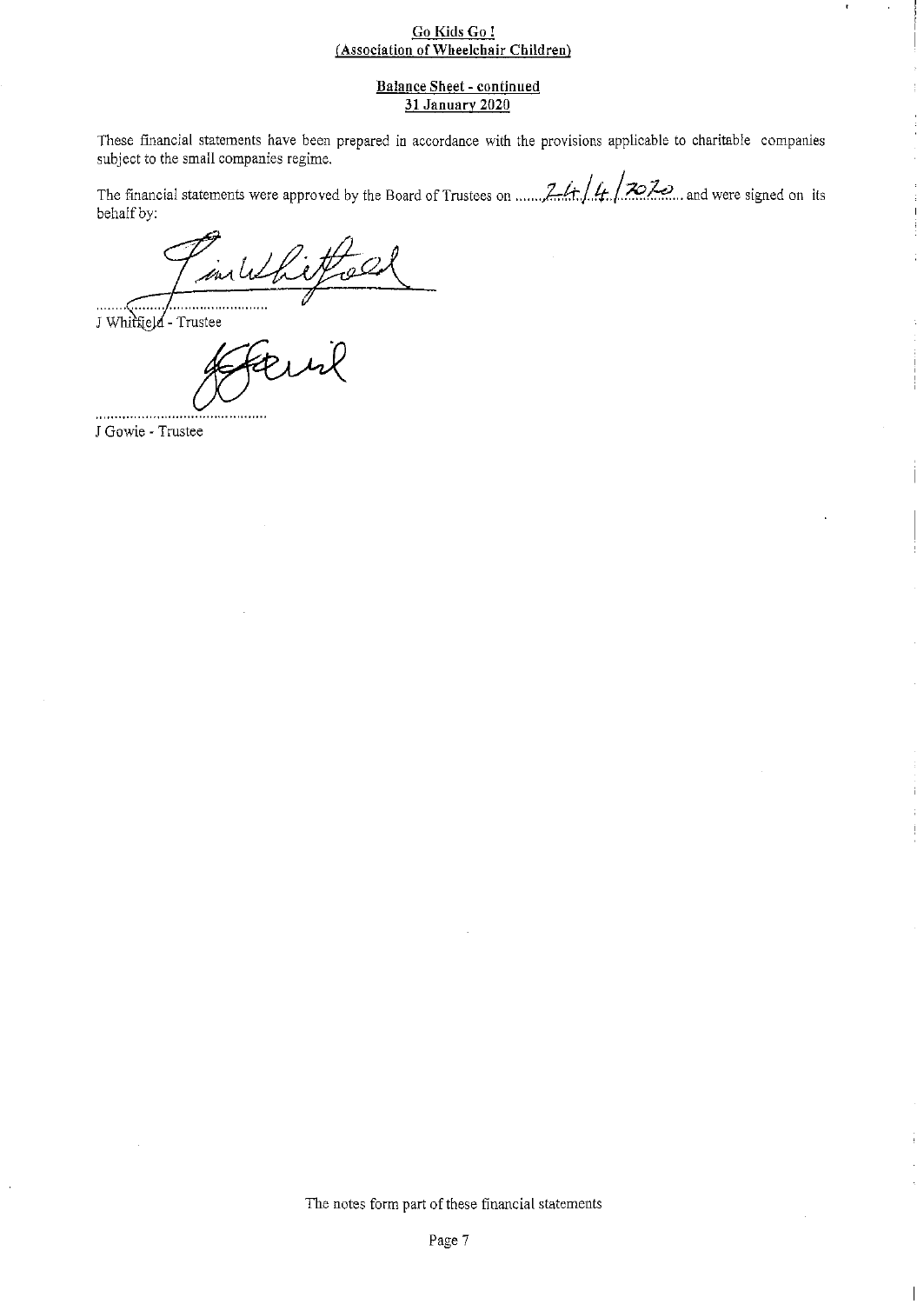**Go Kids Go !**
**(Association of Wheelchair Children)**

**Balance Sheet - continued**
**31 January 2020**

These financial statements have been prepared in accordance with the provisions applicable to charitable companies subject to the small companies regime.

The financial statements were approved by the Board of Trustees on .......24/4/2020....... and were signed on its behalf by:

.............................................
J Whitfield - Trustee

.............................................
J Gowie - Trustee

The notes form part of these financial statements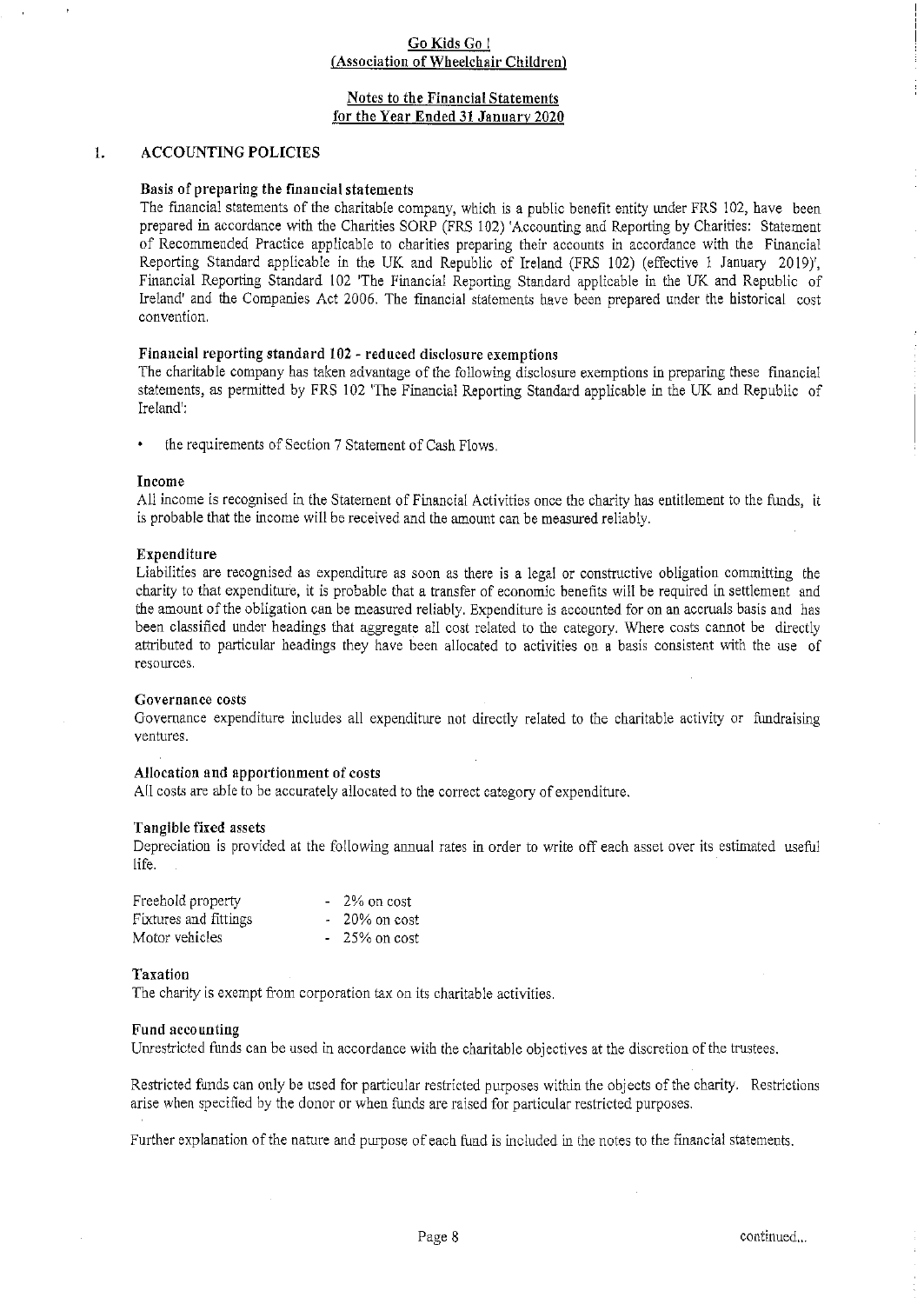## Go Kids Go !
## (Association of Wheelchair Children)

## Notes to the Financial Statements
## for the Year Ended 31 January 2020

### 1. ACCOUNTING POLICIES

**Basis of preparing the financial statements**

The financial statements of the charitable company, which is a public benefit entity under FRS 102, have been prepared in accordance with the Charities SORP (FRS 102) 'Accounting and Reporting by Charities: Statement of Recommended Practice applicable to charities preparing their accounts in accordance with the Financial Reporting Standard applicable in the UK and Republic of Ireland (FRS 102) (effective 1 January 2019)', Financial Reporting Standard 102 'The Financial Reporting Standard applicable in the UK and Republic of Ireland' and the Companies Act 2006. The financial statements have been prepared under the historical cost convention.

**Financial reporting standard 102 - reduced disclosure exemptions**

The charitable company has taken advantage of the following disclosure exemptions in preparing these financial statements, as permitted by FRS 102 'The Financial Reporting Standard applicable in the UK and Republic of Ireland':

- the requirements of Section 7 Statement of Cash Flows.

**Income**

All income is recognised in the Statement of Financial Activities once the charity has entitlement to the funds, it is probable that the income will be received and the amount can be measured reliably.

**Expenditure**

Liabilities are recognised as expenditure as soon as there is a legal or constructive obligation committing the charity to that expenditure, it is probable that a transfer of economic benefits will be required in settlement and the amount of the obligation can be measured reliably. Expenditure is accounted for on an accruals basis and has been classified under headings that aggregate all cost related to the category. Where costs cannot be directly attributed to particular headings they have been allocated to activities on a basis consistent with the use of resources.

**Governance costs**

Governance expenditure includes all expenditure not directly related to the charitable activity or fundraising ventures.

**Allocation and apportionment of costs**

All costs are able to be accurately allocated to the correct category of expenditure.

**Tangible fixed assets**

Depreciation is provided at the following annual rates in order to write off each asset over its estimated useful life.

| | |
|---|---|
| Freehold property | - 2% on cost |
| Fixtures and fittings | - 20% on cost |
| Motor vehicles | - 25% on cost |

**Taxation**

The charity is exempt from corporation tax on its charitable activities.

**Fund accounting**

Unrestricted funds can be used in accordance with the charitable objectives at the discretion of the trustees.

Restricted funds can only be used for particular restricted purposes within the objects of the charity. Restrictions arise when specified by the donor or when funds are raised for particular restricted purposes.

Further explanation of the nature and purpose of each fund is included in the notes to the financial statements.

continued...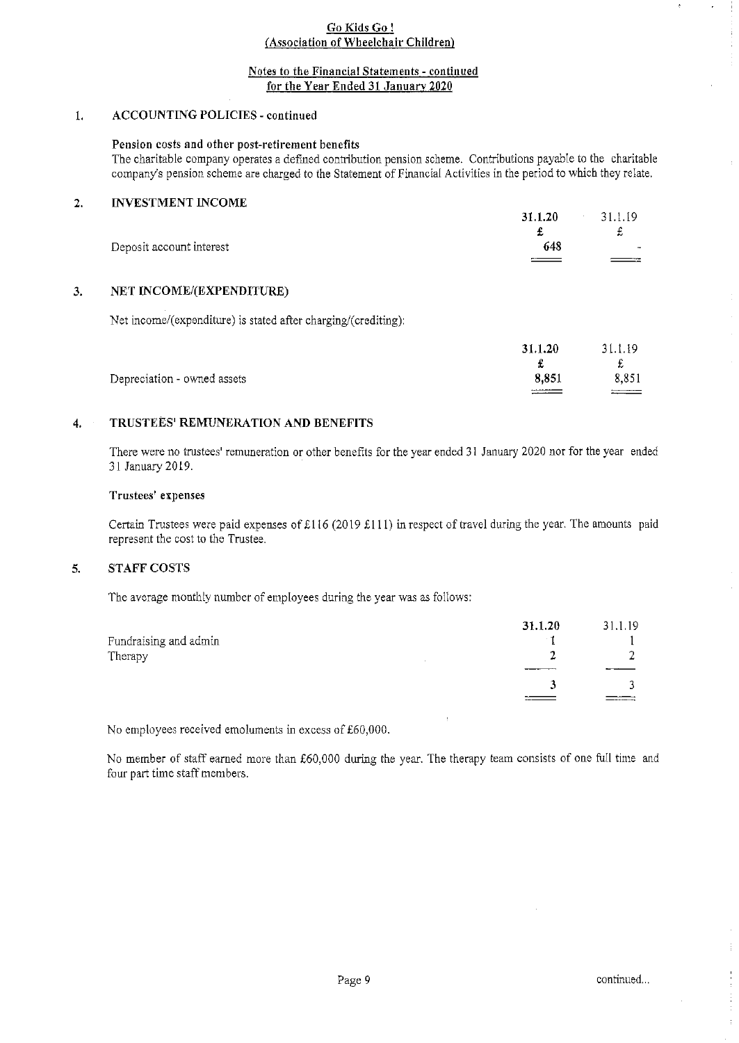**Go Kids Go !**
**(Association of Wheelchair Children)**

**Notes to the Financial Statements - continued**
**for the Year Ended 31 January 2020**

## 1. ACCOUNTING POLICIES - continued

**Pension costs and other post-retirement benefits**

The charitable company operates a defined contribution pension scheme. Contributions payable to the charitable company's pension scheme are charged to the Statement of Financial Activities in the period to which they relate.

## 2. INVESTMENT INCOME

| | 31.1.20 | 31.1.19 |
|---|---|---|
| | £ | £ |
| Deposit account interest | 648 | - |

## 3. NET INCOME/(EXPENDITURE)

Net income/(expenditure) is stated after charging/(crediting):

| | 31.1.20 | 31.1.19 |
|---|---|---|
| | £ | £ |
| Depreciation - owned assets | 8,851 | 8,851 |

## 4. TRUSTEES' REMUNERATION AND BENEFITS

There were no trustees' remuneration or other benefits for the year ended 31 January 2020 nor for the year ended 31 January 2019.

**Trustees' expenses**

Certain Trustees were paid expenses of £116 (2019 £111) in respect of travel during the year. The amounts paid represent the cost to the Trustee.

## 5. STAFF COSTS

The average monthly number of employees during the year was as follows:

| | 31.1.20 | 31.1.19 |
|---|---|---|
| Fundraising and admin | 1 | 1 |
| Therapy | 2 | 2 |
| | 3 | 3 |

No employees received emoluments in excess of £60,000.

No member of staff earned more than £60,000 during the year. The therapy team consists of one full time and four part time staff members.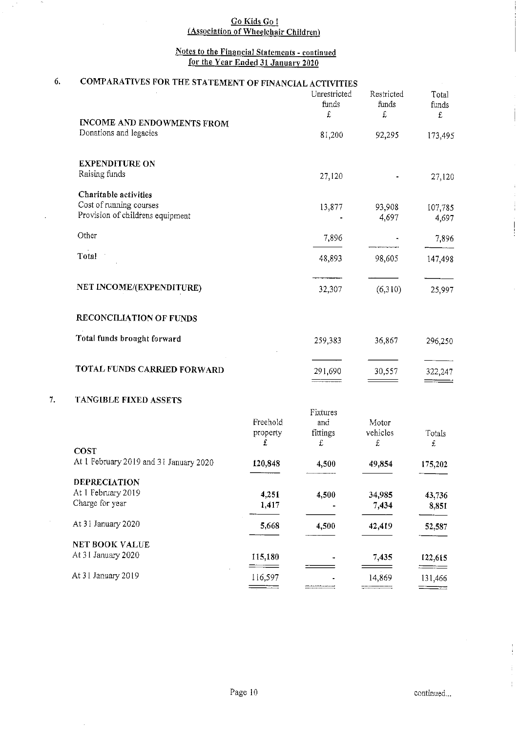## Go Kids Go !
## (Association of Wheelchair Children)

### Notes to the Financial Statements - continued
### for the Year Ended 31 January 2020

## 6. COMPARATIVES FOR THE STATEMENT OF FINANCIAL ACTIVITIES

| | Unrestricted funds £ | Restricted funds £ | Total funds £ |
|---|---|---|---|
| **INCOME AND ENDOWMENTS FROM** | | | |
| Donations and legacies | 81,200 | 92,295 | 173,495 |
| **EXPENDITURE ON** | | | |
| Raising funds | 27,120 | - | 27,120 |
| **Charitable activities** | | | |
| Cost of running courses | 13,877 | 93,908 | 107,785 |
| Provision of childrens equipment | - | 4,697 | 4,697 |
| Other | 7,896 | - | 7,896 |
| Total | 48,893 | 98,605 | 147,498 |
| **NET INCOME/(EXPENDITURE)** | 32,307 | (6,310) | 25,997 |
| **RECONCILIATION OF FUNDS** | | | |
| **Total funds brought forward** | 259,383 | 36,867 | 296,250 |
| **TOTAL FUNDS CARRIED FORWARD** | 291,690 | 30,557 | 322,247 |

## 7. TANGIBLE FIXED ASSETS

| | Freehold property £ | Fixtures and fittings £ | Motor vehicles £ | Totals £ |
|---|---|---|---|---|
| **COST** | | | | |
| At 1 February 2019 and 31 January 2020 | 120,848 | 4,500 | 49,854 | 175,202 |
| **DEPRECIATION** | | | | |
| At 1 February 2019 | 4,251 | 4,500 | 34,985 | 43,736 |
| Charge for year | 1,417 | - | 7,434 | 8,851 |
| At 31 January 2020 | 5,668 | 4,500 | 42,419 | 52,587 |
| **NET BOOK VALUE** | | | | |
| At 31 January 2020 | 115,180 | - | 7,435 | 122,615 |
| At 31 January 2019 | 116,597 | - | 14,869 | 131,466 |

continued...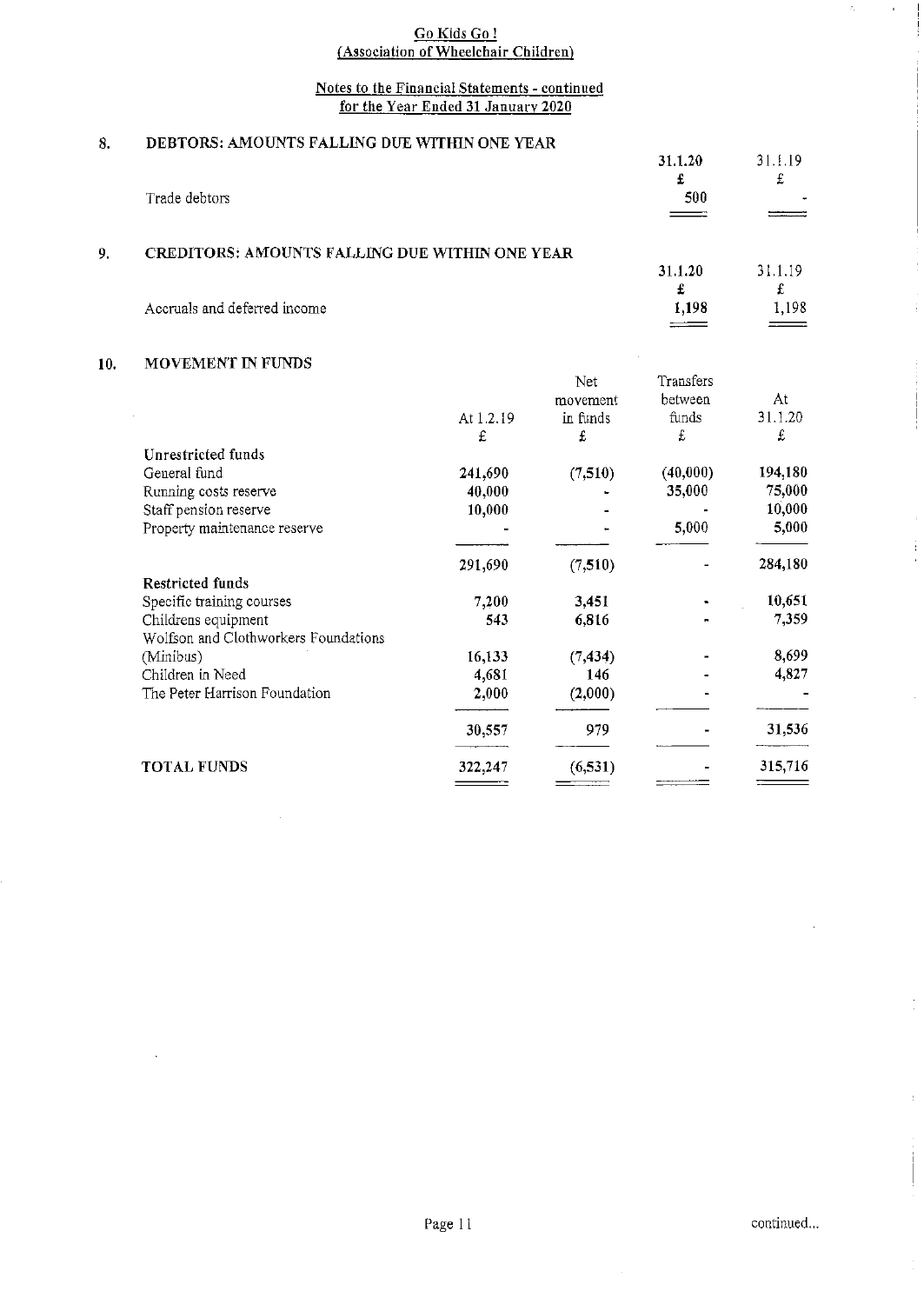Go Kids Go !
(Association of Wheelchair Children)

Notes to the Financial Statements - continued
for the Year Ended 31 January 2020

## 8. DEBTORS: AMOUNTS FALLING DUE WITHIN ONE YEAR

| | 31.1.20 | 31.1.19 |
|---|---|---|
| | £ | £ |
| Trade debtors | 500 | - |

## 9. CREDITORS: AMOUNTS FALLING DUE WITHIN ONE YEAR

| | 31.1.20 | 31.1.19 |
|---|---|---|
| | £ | £ |
| Accruals and deferred income | 1,198 | 1,198 |

## 10. MOVEMENT IN FUNDS

| | At 1.2.19 | Net movement in funds | Transfers between funds | At 31.1.20 |
|---|---|---|---|---|
| | £ | £ | £ | £ |
| **Unrestricted funds** | | | | |
| General fund | 241,690 | (7,510) | (40,000) | 194,180 |
| Running costs reserve | 40,000 | - | 35,000 | 75,000 |
| Staff pension reserve | 10,000 | - | - | 10,000 |
| Property maintenance reserve | - | - | 5,000 | 5,000 |
| | 291,690 | (7,510) | - | 284,180 |
| **Restricted funds** | | | | |
| Specific training courses | 7,200 | 3,451 | - | 10,651 |
| Childrens equipment | 543 | 6,816 | - | 7,359 |
| Wolfson and Clothworkers Foundations (Minibus) | 16,133 | (7,434) | - | 8,699 |
| Children in Need | 4,681 | 146 | - | 4,827 |
| The Peter Harrison Foundation | 2,000 | (2,000) | - | - |
| | 30,557 | 979 | - | 31,536 |
| **TOTAL FUNDS** | 322,247 | (6,531) | - | 315,716 |

continued...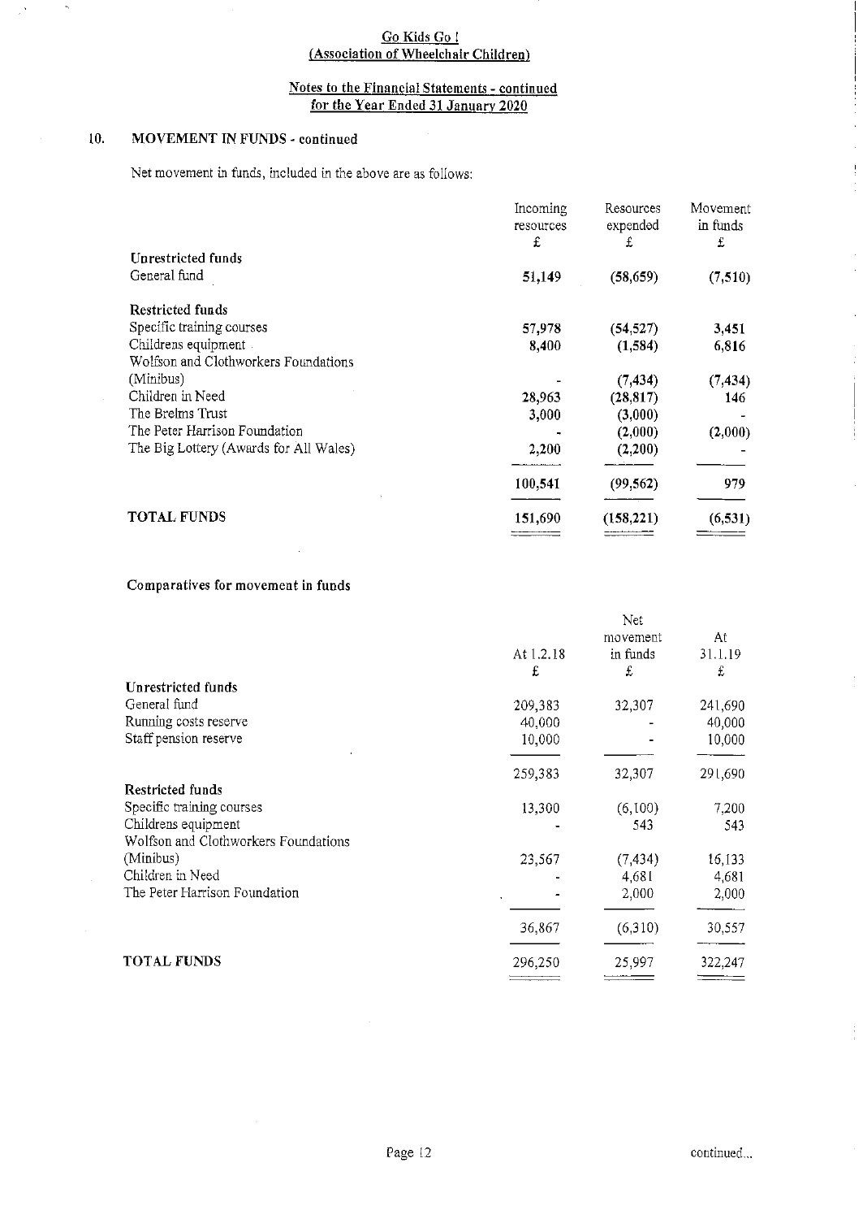# Go Kids Go !
## (Association of Wheelchair Children)

### Notes to the Financial Statements - continued
### for the Year Ended 31 January 2020

## 10. MOVEMENT IN FUNDS - continued

Net movement in funds, included in the above are as follows:

| | Incoming resources £ | Resources expended £ | Movement in funds £ |
|---|---|---|---|
| **Unrestricted funds** | | | |
| General fund | **51,149** | **(58,659)** | **(7,510)** |
| | | | |
| **Restricted funds** | | | |
| Specific training courses | **57,978** | **(54,527)** | **3,451** |
| Childrens equipment | **8,400** | **(1,584)** | **6,816** |
| Wolfson and Clothworkers Foundations (Minibus) | **-** | **(7,434)** | **(7,434)** |
| Children in Need | **28,963** | **(28,817)** | **146** |
| The Brelms Trust | **3,000** | **(3,000)** | **-** |
| The Peter Harrison Foundation | **-** | **(2,000)** | **(2,000)** |
| The Big Lottery (Awards for All Wales) | **2,200** | **(2,200)** | **-** |
| | **100,541** | **(99,562)** | **979** |
| | | | |
| **TOTAL FUNDS** | **151,690** | **(158,221)** | **(6,531)** |

### Comparatives for movement in funds

| | At 1.2.18 £ | Net movement in funds £ | At 31.1.19 £ |
|---|---|---|---|
| **Unrestricted funds** | | | |
| General fund | 209,383 | 32,307 | 241,690 |
| Running costs reserve | 40,000 | - | 40,000 |
| Staff pension reserve | 10,000 | - | 10,000 |
| | 259,383 | 32,307 | 291,690 |
| **Restricted funds** | | | |
| Specific training courses | 13,300 | (6,100) | 7,200 |
| Childrens equipment | - | 543 | 543 |
| Wolfson and Clothworkers Foundations (Minibus) | 23,567 | (7,434) | 16,133 |
| Children in Need | - | 4,681 | 4,681 |
| The Peter Harrison Foundation | - | 2,000 | 2,000 |
| | 36,867 | (6,310) | 30,557 |
| | | | |
| **TOTAL FUNDS** | 296,250 | 25,997 | 322,247 |

continued...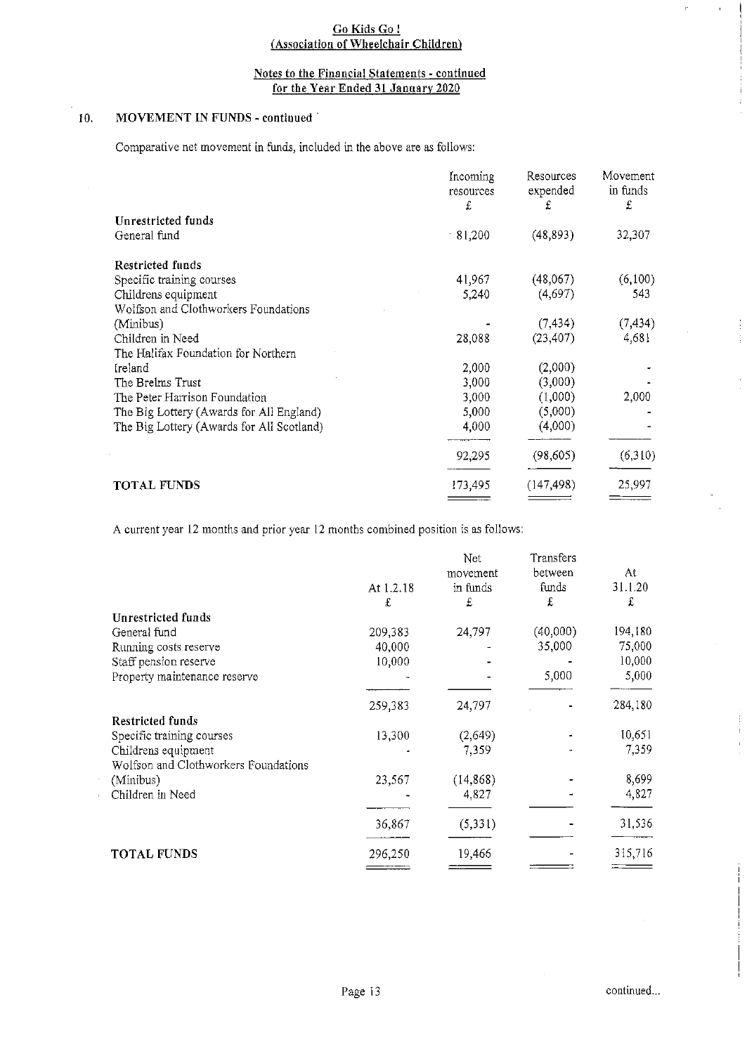# Go Kids Go ! (Association of Wheelchair Children)

## Notes to the Financial Statements - continued for the Year Ended 31 January 2020

### 10. MOVEMENT IN FUNDS - continued

Comparative net movement in funds, included in the above are as follows:

| | Incoming resources £ | Resources expended £ | Movement in funds £ |
|---|---|---|---|
| **Unrestricted funds** | | | |
| General fund | 81,200 | (48,893) | 32,307 |
| | | | |
| **Restricted funds** | | | |
| Specific training courses | 41,967 | (48,067) | (6,100) |
| Childrens equipment | 5,240 | (4,697) | 543 |
| Wolfson and Clothworkers Foundations (Minibus) | - | (7,434) | (7,434) |
| Children in Need | 28,088 | (23,407) | 4,681 |
| The Halifax Foundation for Northern Ireland | 2,000 | (2,000) | - |
| The Brelms Trust | 3,000 | (3,000) | - |
| The Peter Harrison Foundation | 3,000 | (1,000) | 2,000 |
| The Big Lottery (Awards for All England) | 5,000 | (5,000) | - |
| The Big Lottery (Awards for All Scotland) | 4,000 | (4,000) | - |
| | 92,295 | (98,605) | (6,310) |
| | | | |
| **TOTAL FUNDS** | 173,495 | (147,498) | 25,997 |

A current year 12 months and prior year 12 months combined position is as follows:

| | At 1.2.18 £ | Net movement in funds £ | Transfers between funds £ | At 31.1.20 £ |
|---|---|---|---|---|
| **Unrestricted funds** | | | | |
| General fund | 209,383 | 24,797 | (40,000) | 194,180 |
| Running costs reserve | 40,000 | - | 35,000 | 75,000 |
| Staff pension reserve | 10,000 | - | - | 10,000 |
| Property maintenance reserve | - | - | 5,000 | 5,000 |
| | 259,383 | 24,797 | - | 284,180 |
| **Restricted funds** | | | | |
| Specific training courses | 13,300 | (2,649) | - | 10,651 |
| Childrens equipment | - | 7,359 | - | 7,359 |
| Wolfson and Clothworkers Foundations (Minibus) | 23,567 | (14,868) | - | 8,699 |
| Children in Need | - | 4,827 | - | 4,827 |
| | 36,867 | (5,331) | - | 31,536 |
| | | | | |
| **TOTAL FUNDS** | 296,250 | 19,466 | - | 315,716 |

continued...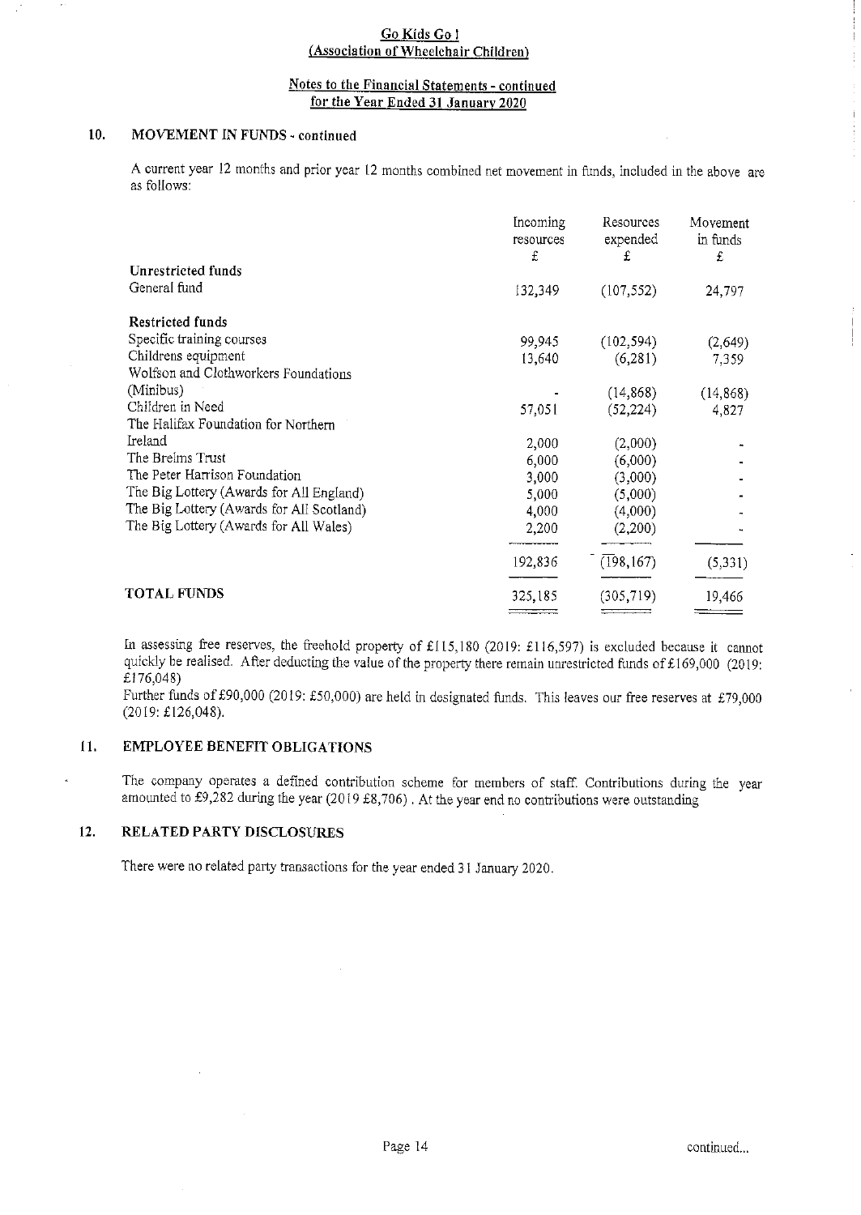Go Kids Go !
(Association of Wheelchair Children)

Notes to the Financial Statements - continued
for the Year Ended 31 January 2020

## 10. MOVEMENT IN FUNDS - continued

A current year 12 months and prior year 12 months combined net movement in funds, included in the above are as follows:

| | Incoming resources £ | Resources expended £ | Movement in funds £ |
|---|---|---|---|
| **Unrestricted funds** | | | |
| General fund | 132,349 | (107,552) | 24,797 |
| **Restricted funds** | | | |
| Specific training courses | 99,945 | (102,594) | (2,649) |
| Childrens equipment | 13,640 | (6,281) | 7,359 |
| Wolfson and Clothworkers Foundations (Minibus) | - | (14,868) | (14,868) |
| Children in Need | 57,051 | (52,224) | 4,827 |
| The Halifax Foundation for Northern Ireland | 2,000 | (2,000) | - |
| The Brelms Trust | 6,000 | (6,000) | - |
| The Peter Harrison Foundation | 3,000 | (3,000) | - |
| The Big Lottery (Awards for All England) | 5,000 | (5,000) | - |
| The Big Lottery (Awards for All Scotland) | 4,000 | (4,000) | - |
| The Big Lottery (Awards for All Wales) | 2,200 | (2,200) | - |
| | 192,836 | (198,167) | (5,331) |
| **TOTAL FUNDS** | 325,185 | (305,719) | 19,466 |

In assessing free reserves, the freehold property of £115,180 (2019: £116,597) is excluded because it cannot quickly be realised. After deducting the value of the property there remain unrestricted funds of £169,000 (2019: £176,048)

Further funds of £90,000 (2019: £50,000) are held in designated funds. This leaves our free reserves at £79,000 (2019: £126,048).

## 11. EMPLOYEE BENEFIT OBLIGATIONS

The company operates a defined contribution scheme for members of staff. Contributions during the year amounted to £9,282 during the year (2019 £8,706). At the year end no contributions were outstanding

## 12. RELATED PARTY DISCLOSURES

There were no related party transactions for the year ended 31 January 2020.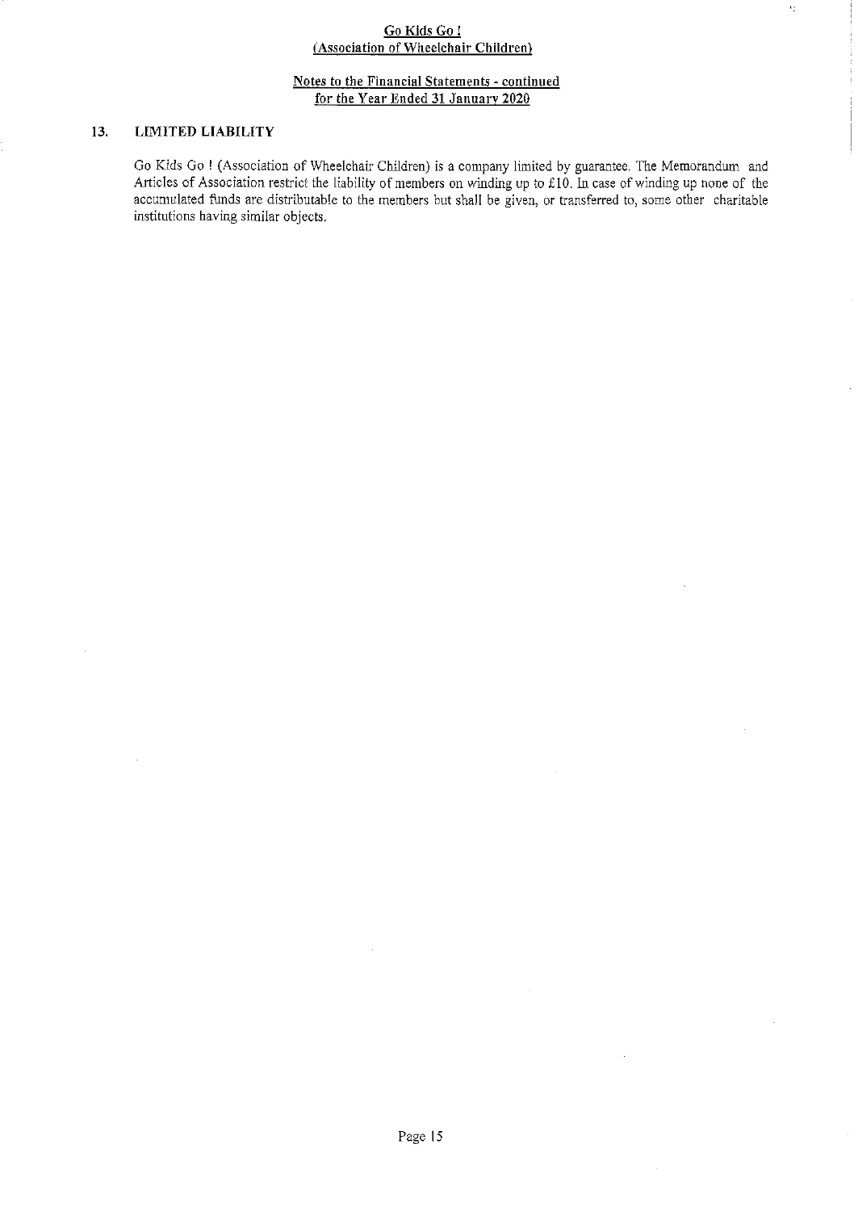# Go Kids Go !
## (Association of Wheelchair Children)

### Notes to the Financial Statements - continued
### for the Year Ended 31 January 2020

## 13. LIMITED LIABILITY

Go Kids Go ! (Association of Wheelchair Children) is a company limited by guarantee. The Memorandum and Articles of Association restrict the liability of members on winding up to £10. In case of winding up none of the accumulated funds are distributable to the members but shall be given, or transferred to, some other charitable institutions having similar objects.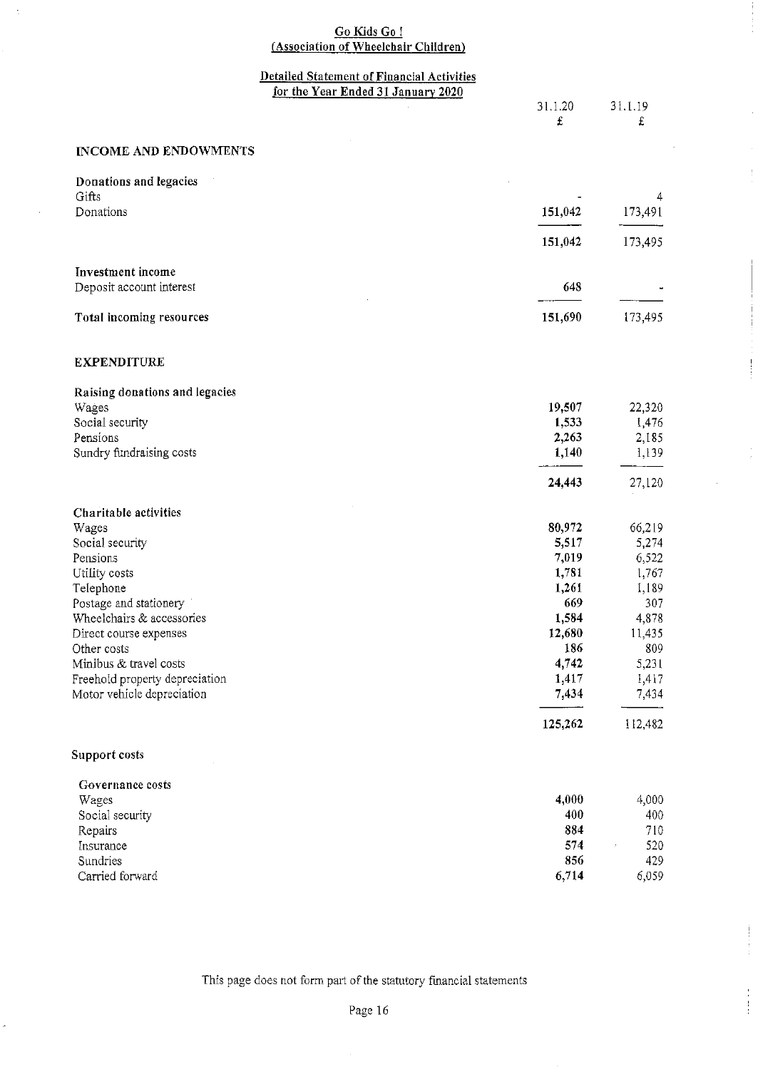Go Kids Go !
(Association of Wheelchair Children)

**Detailed Statement of Financial Activities**
**for the Year Ended 31 January 2020**

| | 31.1.20 £ | 31.1.19 £ |
|---|---|---|
| **INCOME AND ENDOWMENTS** | | |
| **Donations and legacies** | | |
| Gifts | - | 4 |
| Donations | 151,042 | 173,491 |
| | 151,042 | 173,495 |
| **Investment income** | | |
| Deposit account interest | 648 | - |
| **Total incoming resources** | 151,690 | 173,495 |
| **EXPENDITURE** | | |
| **Raising donations and legacies** | | |
| Wages | 19,507 | 22,320 |
| Social security | 1,533 | 1,476 |
| Pensions | 2,263 | 2,185 |
| Sundry fundraising costs | 1,140 | 1,139 |
| | 24,443 | 27,120 |
| **Charitable activities** | | |
| Wages | 80,972 | 66,219 |
| Social security | 5,517 | 5,274 |
| Pensions | 7,019 | 6,522 |
| Utility costs | 1,781 | 1,767 |
| Telephone | 1,261 | 1,189 |
| Postage and stationery | 669 | 307 |
| Wheelchairs & accessories | 1,584 | 4,878 |
| Direct course expenses | 12,680 | 11,435 |
| Other costs | 186 | 809 |
| Minibus & travel costs | 4,742 | 5,231 |
| Freehold property depreciation | 1,417 | 1,417 |
| Motor vehicle depreciation | 7,434 | 7,434 |
| | 125,262 | 112,482 |
| **Support costs** | | |
| **Governance costs** | | |
| Wages | 4,000 | 4,000 |
| Social security | 400 | 400 |
| Repairs | 884 | 710 |
| Insurance | 574 | 520 |
| Sundries | 856 | 429 |
| Carried forward | 6,714 | 6,059 |

This page does not form part of the statutory financial statements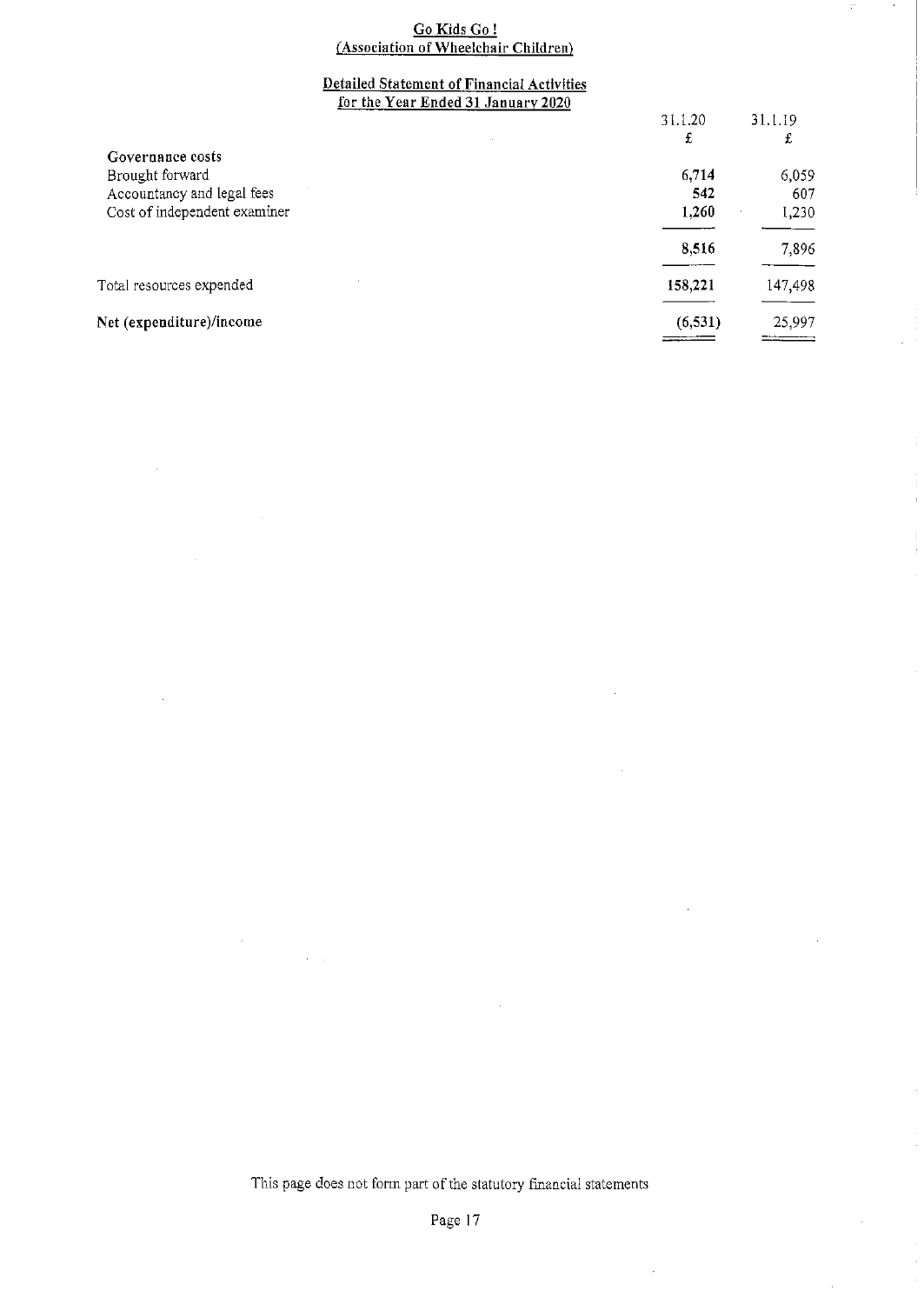## Go Kids Go !
## (Association of Wheelchair Children)

### Detailed Statement of Financial Activities
### for the Year Ended 31 January 2020

| | 31.1.20 | 31.1.19 |
|---|---|---|
| | £ | £ |
| **Governance costs** | | |
| Brought forward | 6,714 | 6,059 |
| Accountancy and legal fees | 542 | 607 |
| Cost of independent examiner | 1,260 | 1,230 |
| | **8,516** | 7,896 |
| Total resources expended | **158,221** | 147,498 |
| **Net (expenditure)/income** | **(6,531)** | 25,997 |

This page does not form part of the statutory financial statements